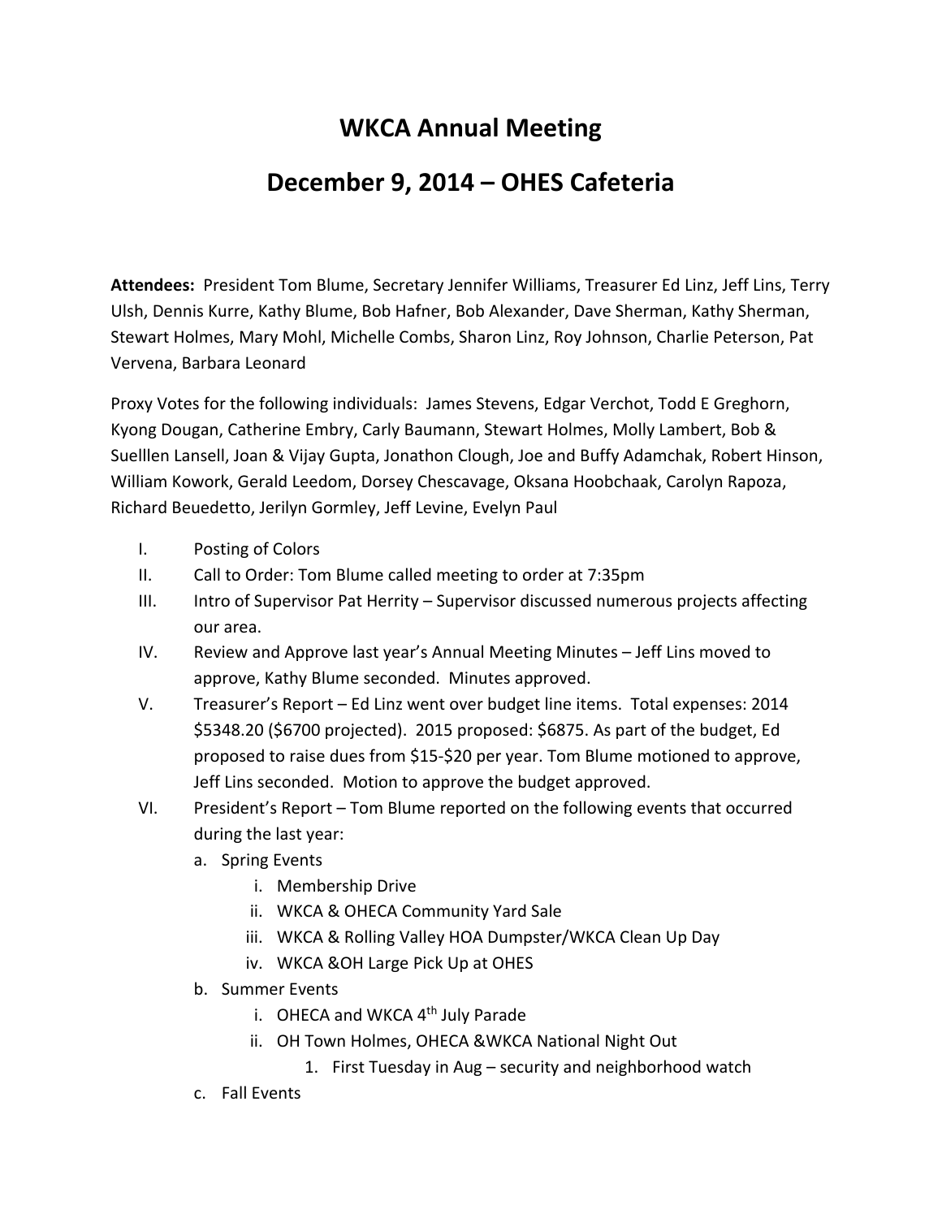# WKCA Annual Meeting

# December 9, 2014 – OHES Cafeteria

**Attendees:** President Tom Blume, Secretary Jennifer Williams, Treasurer Ed Linz, Jeff Lins, Terry Ulsh, Dennis Kurre, Kathy Blume, Bob Hafner, Bob Alexander, Dave Sherman, Kathy Sherman, Stewart Holmes, Mary Mohl, Michelle Combs, Sharon Linz, Roy Johnson, Charlie Peterson, Pat Vervena, Barbara Leonard

Proxy Votes for the following individuals: James Stevens, Edgar Verchot, Todd E Greghorn, Kyong Dougan, Catherine Embry, Carly Baumann, Stewart Holmes, Molly Lambert, Bob & Suelllen Lansell, Joan & Vijay Gupta, Jonathon Clough, Joe and Buffy Adamchak, Robert Hinson, William Kowork, Gerald Leedom, Dorsey Chescavage, Oksana Hoobchaak, Carolyn Rapoza, Richard Beuedetto, Jerilyn Gormley, Jeff Levine, Evelyn Paul

I. Posting of Colors
II. Call to Order: Tom Blume called meeting to order at 7:35pm
III. Intro of Supervisor Pat Herrity – Supervisor discussed numerous projects affecting our area.
IV. Review and Approve last year's Annual Meeting Minutes – Jeff Lins moved to approve, Kathy Blume seconded. Minutes approved.
V. Treasurer's Report – Ed Linz went over budget line items. Total expenses: 2014 $5348.20 ($6700 projected). 2015 proposed: $6875. As part of the budget, Ed proposed to raise dues from $15-$20 per year. Tom Blume motioned to approve, Jeff Lins seconded. Motion to approve the budget approved.
VI. President's Report – Tom Blume reported on the following events that occurred during the last year:
   a. Spring Events
      i. Membership Drive
      ii. WKCA & OHECA Community Yard Sale
      iii. WKCA & Rolling Valley HOA Dumpster/WKCA Clean Up Day
      iv. WKCA &OH Large Pick Up at OHES
   b. Summer Events
      i. OHECA and WKCA 4th July Parade
      ii. OH Town Holmes, OHECA &WKCA National Night Out
         1. First Tuesday in Aug – security and neighborhood watch
   c. Fall Events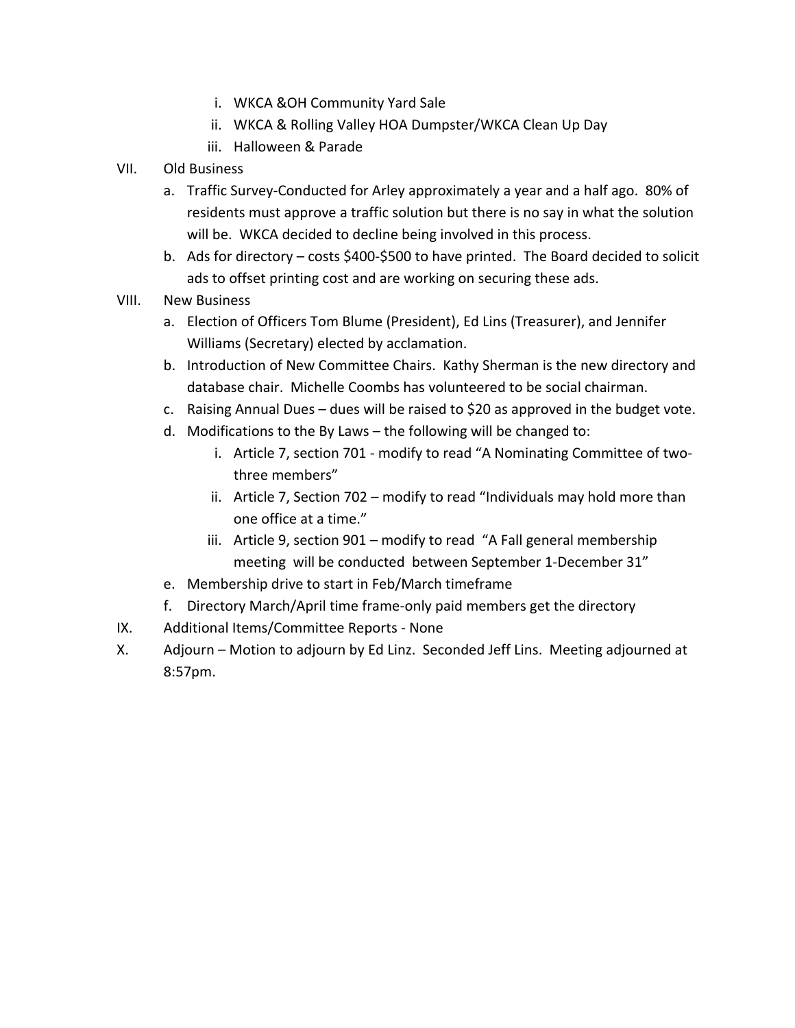i. WKCA &OH Community Yard Sale
   ii. WKCA & Rolling Valley HOA Dumpster/WKCA Clean Up Day
   iii. Halloween & Parade

VII. Old Business
   a. Traffic Survey-Conducted for Arley approximately a year and a half ago. 80% of residents must approve a traffic solution but there is no say in what the solution will be. WKCA decided to decline being involved in this process.
   b. Ads for directory – costs $400-$500 to have printed. The Board decided to solicit ads to offset printing cost and are working on securing these ads.

VIII. New Business
   a. Election of Officers Tom Blume (President), Ed Lins (Treasurer), and Jennifer Williams (Secretary) elected by acclamation.
   b. Introduction of New Committee Chairs. Kathy Sherman is the new directory and database chair. Michelle Coombs has volunteered to be social chairman.
   c. Raising Annual Dues – dues will be raised to $20 as approved in the budget vote.
   d. Modifications to the By Laws – the following will be changed to:
      i. Article 7, section 701 - modify to read "A Nominating Committee of two-three members"
      ii. Article 7, Section 702 – modify to read "Individuals may hold more than one office at a time."
      iii. Article 9, section 901 – modify to read "A Fall general membership meeting will be conducted between September 1-December 31"
   e. Membership drive to start in Feb/March timeframe
   f. Directory March/April time frame-only paid members get the directory

IX. Additional Items/Committee Reports - None

X. Adjourn – Motion to adjourn by Ed Linz. Seconded Jeff Lins. Meeting adjourned at 8:57pm.